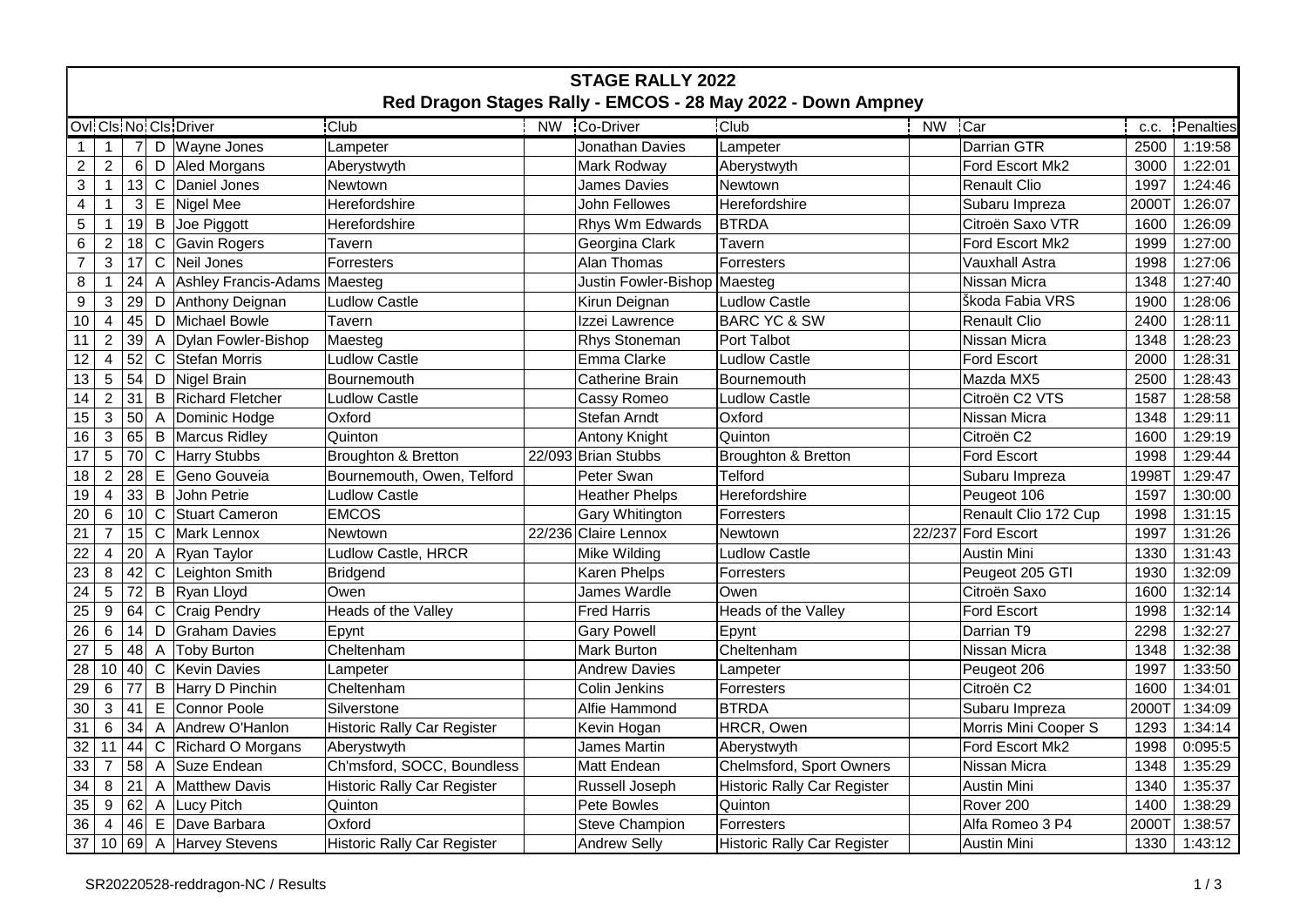# STAGE RALLY 2022

## Red Dragon Stages Rally - EMCOS - 28 May 2022 - Down Ampney

| Ovl | Cls | No | Cls | Driver | Club | NW | Co-Driver | Club | NW | Car | c.c. | Penalties |
|---|---|---|---|---|---|---|---|---|---|---|---|---|
| 1 | 1 | 7 | D | Wayne Jones | Lampeter | | Jonathan Davies | Lampeter | | Darrian GTR | 2500 | 1:19:58 |
| 2 | 2 | 6 | D | Aled Morgans | Aberystwyth | | Mark Rodway | Aberystwyth | | Ford Escort Mk2 | 3000 | 1:22:01 |
| 3 | 1 | 13 | C | Daniel Jones | Newtown | | James Davies | Newtown | | Renault Clio | 1997 | 1:24:46 |
| 4 | 1 | 3 | E | Nigel Mee | Herefordshire | | John Fellowes | Herefordshire | | Subaru Impreza | 2000T | 1:26:07 |
| 5 | 1 | 19 | B | Joe Piggott | Herefordshire | | Rhys Wm Edwards | BTRDA | | Citroën Saxo VTR | 1600 | 1:26:09 |
| 6 | 2 | 18 | C | Gavin Rogers | Tavern | | Georgina Clark | Tavern | | Ford Escort Mk2 | 1999 | 1:27:00 |
| 7 | 3 | 17 | C | Neil Jones | Forresters | | Alan Thomas | Forresters | | Vauxhall Astra | 1998 | 1:27:06 |
| 8 | 1 | 24 | A | Ashley Francis-Adams | Maesteg | | Justin Fowler-Bishop | Maesteg | | Nissan Micra | 1348 | 1:27:40 |
| 9 | 3 | 29 | D | Anthony Deignan | Ludlow Castle | | Kirun Deignan | Ludlow Castle | | Škoda Fabia VRS | 1900 | 1:28:06 |
| 10 | 4 | 45 | D | Michael Bowle | Tavern | | Izzei Lawrence | BARC YC & SW | | Renault Clio | 2400 | 1:28:11 |
| 11 | 2 | 39 | A | Dylan Fowler-Bishop | Maesteg | | Rhys Stoneman | Port Talbot | | Nissan Micra | 1348 | 1:28:23 |
| 12 | 4 | 52 | C | Stefan Morris | Ludlow Castle | | Emma Clarke | Ludlow Castle | | Ford Escort | 2000 | 1:28:31 |
| 13 | 5 | 54 | D | Nigel Brain | Bournemouth | | Catherine Brain | Bournemouth | | Mazda MX5 | 2500 | 1:28:43 |
| 14 | 2 | 31 | B | Richard Fletcher | Ludlow Castle | | Cassy Romeo | Ludlow Castle | | Citroën C2 VTS | 1587 | 1:28:58 |
| 15 | 3 | 50 | A | Dominic Hodge | Oxford | | Stefan Arndt | Oxford | | Nissan Micra | 1348 | 1:29:11 |
| 16 | 3 | 65 | B | Marcus Ridley | Quinton | | Antony Knight | Quinton | | Citroën C2 | 1600 | 1:29:19 |
| 17 | 5 | 70 | C | Harry Stubbs | Broughton & Bretton | 22/093 | Brian Stubbs | Broughton & Bretton | | Ford Escort | 1998 | 1:29:44 |
| 18 | 2 | 28 | E | Geno Gouveia | Bournemouth, Owen, Telford | | Peter Swan | Telford | | Subaru Impreza | 1998T | 1:29:47 |
| 19 | 4 | 33 | B | John Petrie | Ludlow Castle | | Heather Phelps | Herefordshire | | Peugeot 106 | 1597 | 1:30:00 |
| 20 | 6 | 10 | C | Stuart Cameron | EMCOS | | Gary Whitington | Forresters | | Renault Clio 172 Cup | 1998 | 1:31:15 |
| 21 | 7 | 15 | C | Mark Lennox | Newtown | 22/236 | Claire Lennox | Newtown | 22/237 | Ford Escort | 1997 | 1:31:26 |
| 22 | 4 | 20 | A | Ryan Taylor | Ludlow Castle, HRCR | | Mike Wilding | Ludlow Castle | | Austin Mini | 1330 | 1:31:43 |
| 23 | 8 | 42 | C | Leighton Smith | Bridgend | | Karen Phelps | Forresters | | Peugeot 205 GTI | 1930 | 1:32:09 |
| 24 | 5 | 72 | B | Ryan Lloyd | Owen | | James Wardle | Owen | | Citroën Saxo | 1600 | 1:32:14 |
| 25 | 9 | 64 | C | Craig Pendry | Heads of the Valley | | Fred Harris | Heads of the Valley | | Ford Escort | 1998 | 1:32:14 |
| 26 | 6 | 14 | D | Graham Davies | Epynt | | Gary Powell | Epynt | | Darrian T9 | 2298 | 1:32:27 |
| 27 | 5 | 48 | A | Toby Burton | Cheltenham | | Mark Burton | Cheltenham | | Nissan Micra | 1348 | 1:32:38 |
| 28 | 10 | 40 | C | Kevin Davies | Lampeter | | Andrew Davies | Lampeter | | Peugeot 206 | 1997 | 1:33:50 |
| 29 | 6 | 77 | B | Harry D Pinchin | Cheltenham | | Colin Jenkins | Forresters | | Citroën C2 | 1600 | 1:34:01 |
| 30 | 3 | 41 | E | Connor Poole | Silverstone | | Alfie Hammond | BTRDA | | Subaru Impreza | 2000T | 1:34:09 |
| 31 | 6 | 34 | A | Andrew O'Hanlon | Historic Rally Car Register | | Kevin Hogan | HRCR, Owen | | Morris Mini Cooper S | 1293 | 1:34:14 |
| 32 | 11 | 44 | C | Richard O Morgans | Aberystwyth | | James Martin | Aberystwyth | | Ford Escort Mk2 | 1998 | 0:095:5 |
| 33 | 7 | 58 | A | Suze Endean | Ch'msford, SOCC, Boundless | | Matt Endean | Chelmsford, Sport Owners | | Nissan Micra | 1348 | 1:35:29 |
| 34 | 8 | 21 | A | Matthew Davis | Historic Rally Car Register | | Russell Joseph | Historic Rally Car Register | | Austin Mini | 1340 | 1:35:37 |
| 35 | 9 | 62 | A | Lucy Pitch | Quinton | | Pete Bowles | Quinton | | Rover 200 | 1400 | 1:38:29 |
| 36 | 4 | 46 | E | Dave Barbara | Oxford | | Steve Champion | Forresters | | Alfa Romeo 3 P4 | 2000T | 1:38:57 |
| 37 | 10 | 69 | A | Harvey Stevens | Historic Rally Car Register | | Andrew Selly | Historic Rally Car Register | | Austin Mini | 1330 | 1:43:12 |

SR20220528-reddragon-NC / Results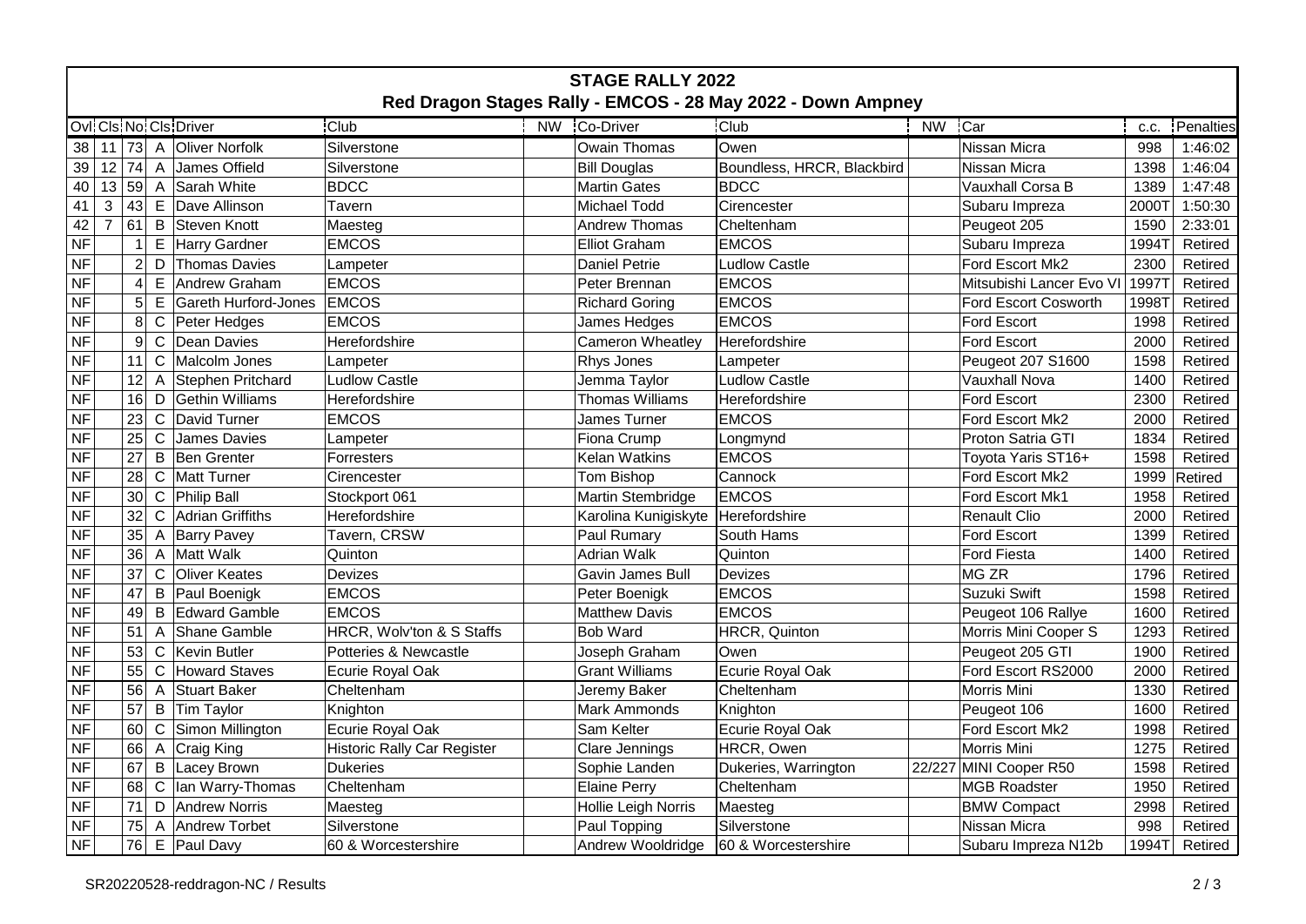# STAGE RALLY 2022

## Red Dragon Stages Rally - EMCOS - 28 May 2022 - Down Ampney

| Ovl | Cls | No | Cls | Driver | Club | NW | Co-Driver | Club | NW | Car | c.c. | Penalties |
|---|---|---|---|---|---|---|---|---|---|---|---|---|
| 38 | 11 | 73 | A | Oliver Norfolk | Silverstone | | Owain Thomas | Owen | | Nissan Micra | 998 | 1:46:02 |
| 39 | 12 | 74 | A | James Offield | Silverstone | | Bill Douglas | Boundless, HRCR, Blackbird | | Nissan Micra | 1398 | 1:46:04 |
| 40 | 13 | 59 | A | Sarah White | BDCC | | Martin Gates | BDCC | | Vauxhall Corsa B | 1389 | 1:47:48 |
| 41 | 3 | 43 | E | Dave Allinson | Tavern | | Michael Todd | Cirencester | | Subaru Impreza | 2000T | 1:50:30 |
| 42 | 7 | 61 | B | Steven Knott | Maesteg | | Andrew Thomas | Cheltenham | | Peugeot 205 | 1590 | 2:33:01 |
| NF | | 1 | E | Harry Gardner | EMCOS | | Elliot Graham | EMCOS | | Subaru Impreza | 1994T | Retired |
| NF | | 2 | D | Thomas Davies | Lampeter | | Daniel Petrie | Ludlow Castle | | Ford Escort Mk2 | 2300 | Retired |
| NF | | 4 | E | Andrew Graham | EMCOS | | Peter Brennan | EMCOS | | Mitsubishi Lancer Evo VI | 1997T | Retired |
| NF | | 5 | E | Gareth Hurford-Jones | EMCOS | | Richard Goring | EMCOS | | Ford Escort Cosworth | 1998T | Retired |
| NF | | 8 | C | Peter Hedges | EMCOS | | James Hedges | EMCOS | | Ford Escort | 1998 | Retired |
| NF | | 9 | C | Dean Davies | Herefordshire | | Cameron Wheatley | Herefordshire | | Ford Escort | 2000 | Retired |
| NF | | 11 | C | Malcolm Jones | Lampeter | | Rhys Jones | Lampeter | | Peugeot 207 S1600 | 1598 | Retired |
| NF | | 12 | A | Stephen Pritchard | Ludlow Castle | | Jemma Taylor | Ludlow Castle | | Vauxhall Nova | 1400 | Retired |
| NF | | 16 | D | Gethin Williams | Herefordshire | | Thomas Williams | Herefordshire | | Ford Escort | 2300 | Retired |
| NF | | 23 | C | David Turner | EMCOS | | James Turner | EMCOS | | Ford Escort Mk2 | 2000 | Retired |
| NF | | 25 | C | James Davies | Lampeter | | Fiona Crump | Longmynd | | Proton Satria GTI | 1834 | Retired |
| NF | | 27 | B | Ben Grenter | Forresters | | Kelan Watkins | EMCOS | | Toyota Yaris ST16+ | 1598 | Retired |
| NF | | 28 | C | Matt Turner | Cirencester | | Tom Bishop | Cannock | | Ford Escort Mk2 | 1999 | Retired |
| NF | | 30 | C | Philip Ball | Stockport 061 | | Martin Stembridge | EMCOS | | Ford Escort Mk1 | 1958 | Retired |
| NF | | 32 | C | Adrian Griffiths | Herefordshire | | Karolina Kunigiskyte | Herefordshire | | Renault Clio | 2000 | Retired |
| NF | | 35 | A | Barry Pavey | Tavern, CRSW | | Paul Rumary | South Hams | | Ford Escort | 1399 | Retired |
| NF | | 36 | A | Matt Walk | Quinton | | Adrian Walk | Quinton | | Ford Fiesta | 1400 | Retired |
| NF | | 37 | C | Oliver Keates | Devizes | | Gavin James Bull | Devizes | | MG ZR | 1796 | Retired |
| NF | | 47 | B | Paul Boenigk | EMCOS | | Peter Boenigk | EMCOS | | Suzuki Swift | 1598 | Retired |
| NF | | 49 | B | Edward Gamble | EMCOS | | Matthew Davis | EMCOS | | Peugeot 106 Rallye | 1600 | Retired |
| NF | | 51 | A | Shane Gamble | HRCR, Wolv'ton & S Staffs | | Bob Ward | HRCR, Quinton | | Morris Mini Cooper S | 1293 | Retired |
| NF | | 53 | C | Kevin Butler | Potteries & Newcastle | | Joseph Graham | Owen | | Peugeot 205 GTI | 1900 | Retired |
| NF | | 55 | C | Howard Staves | Ecurie Royal Oak | | Grant Williams | Ecurie Royal Oak | | Ford Escort RS2000 | 2000 | Retired |
| NF | | 56 | A | Stuart Baker | Cheltenham | | Jeremy Baker | Cheltenham | | Morris Mini | 1330 | Retired |
| NF | | 57 | B | Tim Taylor | Knighton | | Mark Ammonds | Knighton | | Peugeot 106 | 1600 | Retired |
| NF | | 60 | C | Simon Millington | Ecurie Royal Oak | | Sam Kelter | Ecurie Royal Oak | | Ford Escort Mk2 | 1998 | Retired |
| NF | | 66 | A | Craig King | Historic Rally Car Register | | Clare Jennings | HRCR, Owen | | Morris Mini | 1275 | Retired |
| NF | | 67 | B | Lacey Brown | Dukeries | | Sophie Landen | Dukeries, Warrington | 22/227 | MINI Cooper R50 | 1598 | Retired |
| NF | | 68 | C | Ian Warry-Thomas | Cheltenham | | Elaine Perry | Cheltenham | | MGB Roadster | 1950 | Retired |
| NF | | 71 | D | Andrew Norris | Maesteg | | Hollie Leigh Norris | Maesteg | | BMW Compact | 2998 | Retired |
| NF | | 75 | A | Andrew Torbet | Silverstone | | Paul Topping | Silverstone | | Nissan Micra | 998 | Retired |
| NF | | 76 | E | Paul Davy | 60 & Worcestershire | | Andrew Wooldridge | 60 & Worcestershire | | Subaru Impreza N12b | 1994T | Retired |

SR20220528-reddragon-NC / Results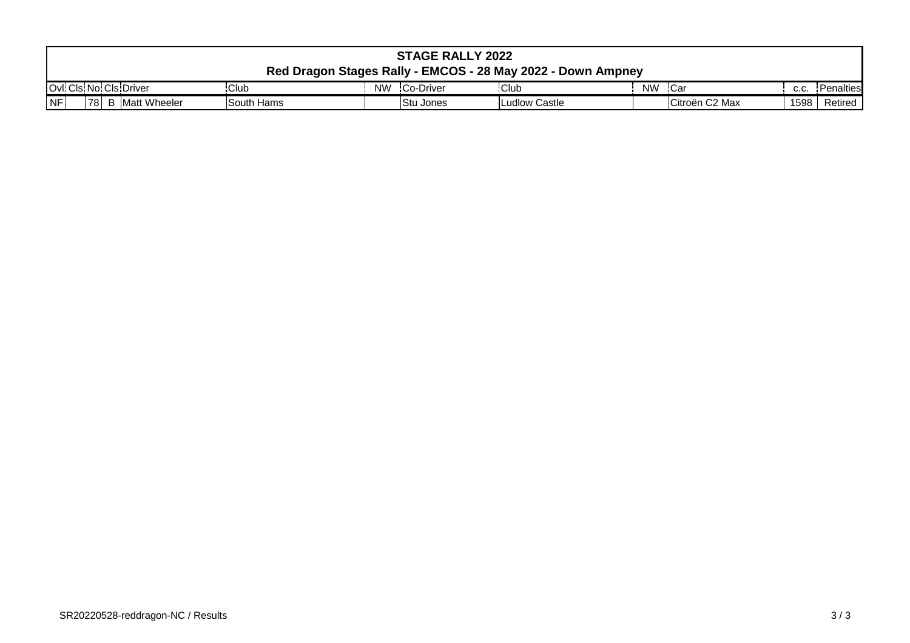# STAGE RALLY 2022

## Red Dragon Stages Rally - EMCOS - 28 May 2022 - Down Ampney

| Ovl | Cls | No | Cls | Driver | Club | NW | Co-Driver | Club | NW | Car | c.c. | Penalties |
|---|---|---|---|---|---|---|---|---|---|---|---|---|
| NF | | 78 | B | Matt Wheeler | South Hams | | Stu Jones | Ludlow Castle | | Citroën C2 Max | 1598 | Retired |